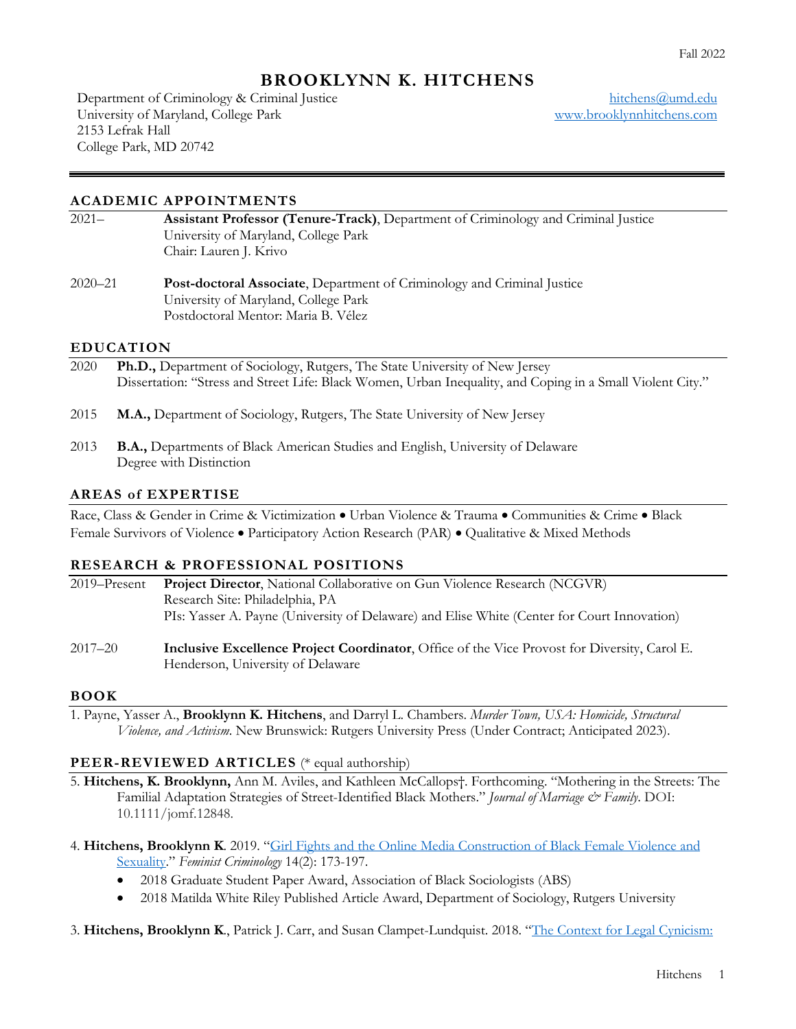Fall 2022

# BROOKLYNN K. HITCHENS

Department of Criminology & Criminal Justice
University of Maryland, College Park
2153 Lefrak Hall
College Park, MD 20742

hitchens@umd.edu
www.brooklynnhitchens.com

## ACADEMIC APPOINTMENTS

2021– **Assistant Professor (Tenure-Track)**, Department of Criminology and Criminal Justice
University of Maryland, College Park
Chair: Lauren J. Krivo

2020–21 **Post-doctoral Associate**, Department of Criminology and Criminal Justice
University of Maryland, College Park
Postdoctoral Mentor: Maria B. Vélez

## EDUCATION

2020 **Ph.D.,** Department of Sociology, Rutgers, The State University of New Jersey
Dissertation: "Stress and Street Life: Black Women, Urban Inequality, and Coping in a Small Violent City."

2015 **M.A.,** Department of Sociology, Rutgers, The State University of New Jersey

2013 **B.A.,** Departments of Black American Studies and English, University of Delaware
Degree with Distinction

## AREAS of EXPERTISE

Race, Class & Gender in Crime & Victimization • Urban Violence & Trauma • Communities & Crime • Black Female Survivors of Violence • Participatory Action Research (PAR) • Qualitative & Mixed Methods

## RESEARCH & PROFESSIONAL POSITIONS

2019–Present **Project Director**, National Collaborative on Gun Violence Research (NCGVR)
Research Site: Philadelphia, PA
PIs: Yasser A. Payne (University of Delaware) and Elise White (Center for Court Innovation)

2017–20 **Inclusive Excellence Project Coordinator**, Office of the Vice Provost for Diversity, Carol E. Henderson, University of Delaware

## BOOK

1. Payne, Yasser A., **Brooklynn K. Hitchens**, and Darryl L. Chambers. *Murder Town, USA: Homicide, Structural Violence, and Activism*. New Brunswick: Rutgers University Press (Under Contract; Anticipated 2023).

## PEER-REVIEWED ARTICLES (* equal authorship)

5. **Hitchens, K. Brooklynn,** Ann M. Aviles, and Kathleen McCallops†. Forthcoming. "Mothering in the Streets: The Familial Adaptation Strategies of Street-Identified Black Mothers." *Journal of Marriage & Family*. DOI: 10.1111/jomf.12848.

4. **Hitchens, Brooklynn K**. 2019. "Girl Fights and the Online Media Construction of Black Female Violence and Sexuality." *Feminist Criminology* 14(2): 173-197.
   - 2018 Graduate Student Paper Award, Association of Black Sociologists (ABS)
   - 2018 Matilda White Riley Published Article Award, Department of Sociology, Rutgers University

3. **Hitchens, Brooklynn K**., Patrick J. Carr, and Susan Clampet-Lundquist. 2018. "The Context for Legal Cynicism: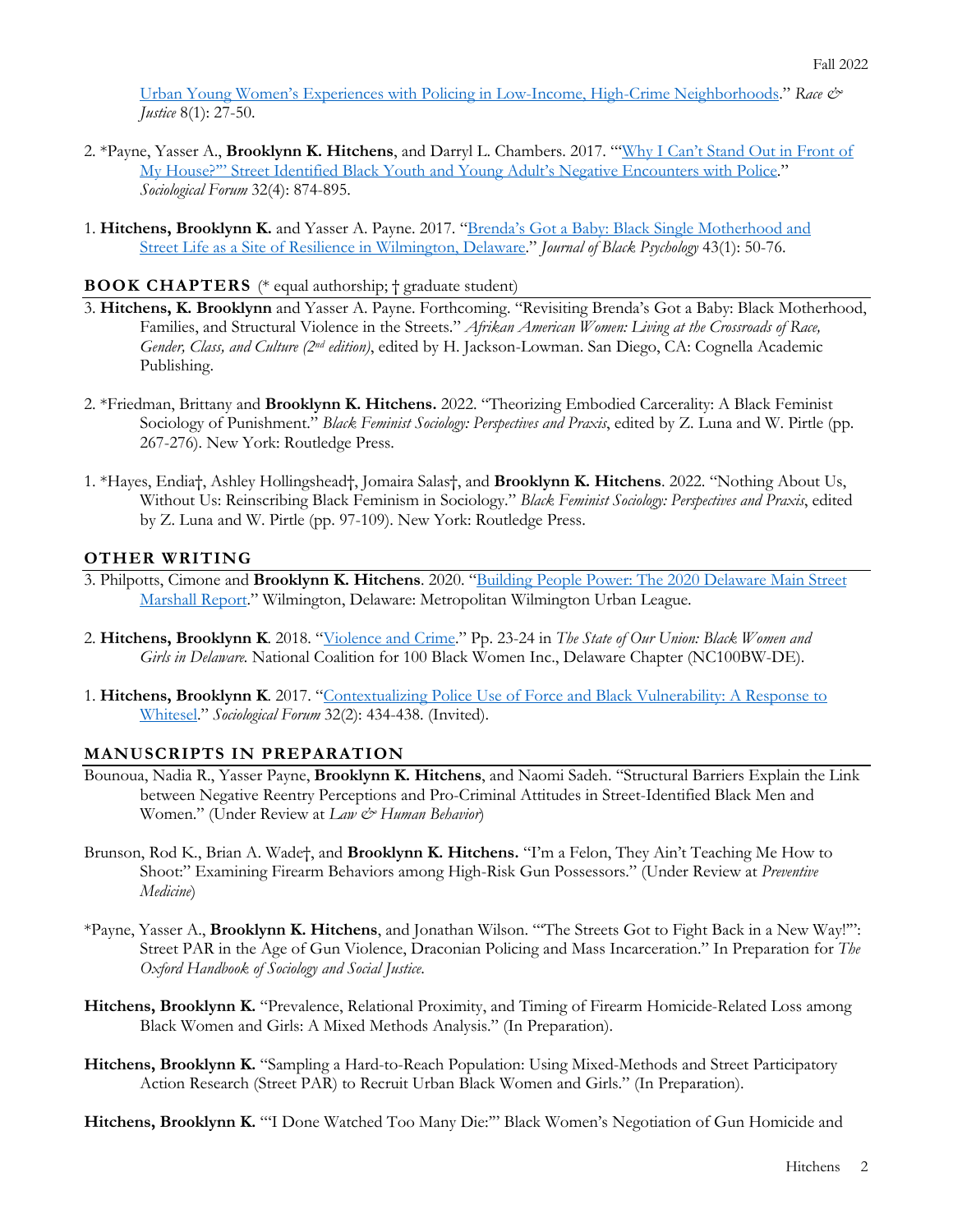[Urban Young Women's Experiences with Policing in Low-Income, High-Crime Neighborhoods](#)." *Race & Justice* 8(1): 27-50.

2. *Payne, Yasser A., **Brooklynn K. Hitchens**, and Darryl L. Chambers. 2017. "["Why I Can't Stand Out in Front of My House?": Street Identified Black Youth and Young Adult's Negative Encounters with Police](#)." *Sociological Forum* 32(4): 874-895.

1. **Hitchens, Brooklynn K.** and Yasser A. Payne. 2017. "[Brenda's Got a Baby: Black Single Motherhood and Street Life as a Site of Resilience in Wilmington, Delaware](#)." *Journal of Black Psychology* 43(1): 50-76.

## BOOK CHAPTERS (* equal authorship; † graduate student)

3. **Hitchens, K. Brooklynn** and Yasser A. Payne. Forthcoming. "Revisiting Brenda's Got a Baby: Black Motherhood, Families, and Structural Violence in the Streets." *Afrikan American Women: Living at the Crossroads of Race, Gender, Class, and Culture (2nd edition)*, edited by H. Jackson-Lowman. San Diego, CA: Cognella Academic Publishing.

2. *Friedman, Brittany and **Brooklynn K. Hitchens.** 2022. "Theorizing Embodied Carcerality: A Black Feminist Sociology of Punishment." *Black Feminist Sociology: Perspectives and Praxis*, edited by Z. Luna and W. Pirtle (pp. 267-276). New York: Routledge Press.

1. *Hayes, Endia†, Ashley Hollingshead†, Jomaira Salas†, and **Brooklynn K. Hitchens**. 2022. "Nothing About Us, Without Us: Reinscribing Black Feminism in Sociology." *Black Feminist Sociology: Perspectives and Praxis*, edited by Z. Luna and W. Pirtle (pp. 97-109). New York: Routledge Press.

## OTHER WRITING

3. Philpotts, Cimone and **Brooklynn K. Hitchens**. 2020. "[Building People Power: The 2020 Delaware Main Street Marshall Report](#)." Wilmington, Delaware: Metropolitan Wilmington Urban League.

2. **Hitchens, Brooklynn K**. 2018. "[Violence and Crime](#)." Pp. 23-24 in *The State of Our Union: Black Women and Girls in Delaware.* National Coalition for 100 Black Women Inc., Delaware Chapter (NC100BW-DE).

1. **Hitchens, Brooklynn K**. 2017. "[Contextualizing Police Use of Force and Black Vulnerability: A Response to Whitesel](#)." *Sociological Forum* 32(2): 434-438. (Invited).

## MANUSCRIPTS IN PREPARATION

Bounoua, Nadia R., Yasser Payne, **Brooklynn K. Hitchens**, and Naomi Sadeh. "Structural Barriers Explain the Link between Negative Reentry Perceptions and Pro-Criminal Attitudes in Street-Identified Black Men and Women." (Under Review at *Law & Human Behavior*)

Brunson, Rod K., Brian A. Wade†, and **Brooklynn K. Hitchens.** "I'm a Felon, They Ain't Teaching Me How to Shoot:" Examining Firearm Behaviors among High-Risk Gun Possessors." (Under Review at *Preventive Medicine*)

*Payne, Yasser A., **Brooklynn K. Hitchens**, and Jonathan Wilson. "'The Streets Got to Fight Back in a New Way!'": Street PAR in the Age of Gun Violence, Draconian Policing and Mass Incarceration." In Preparation for *The Oxford Handbook of Sociology and Social Justice.*

**Hitchens, Brooklynn K.** "Prevalence, Relational Proximity, and Timing of Firearm Homicide-Related Loss among Black Women and Girls: A Mixed Methods Analysis." (In Preparation).

**Hitchens, Brooklynn K.** "Sampling a Hard-to-Reach Population: Using Mixed-Methods and Street Participatory Action Research (Street PAR) to Recruit Urban Black Women and Girls." (In Preparation).

**Hitchens, Brooklynn K.** "'I Done Watched Too Many Die:'" Black Women's Negotiation of Gun Homicide and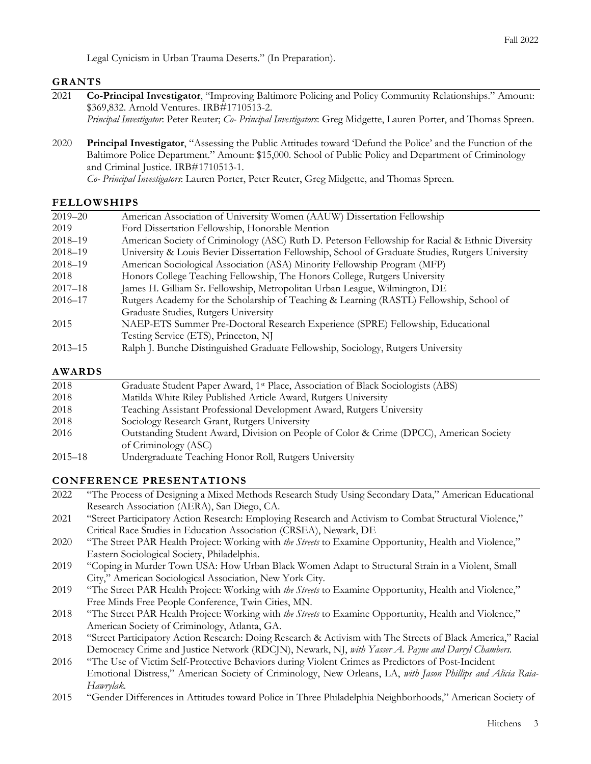Legal Cynicism in Urban Trauma Deserts." (In Preparation).

## GRANTS

2021 **Co-Principal Investigator**, "Improving Baltimore Policing and Policy Community Relationships." Amount: $369,832. Arnold Ventures. IRB#1710513-2.
*Principal Investigator*: Peter Reuter; *Co- Principal Investigators*: Greg Midgette, Lauren Porter, and Thomas Spreen.

2020 **Principal Investigator**, "Assessing the Public Attitudes toward 'Defund the Police' and the Function of the Baltimore Police Department." Amount: $15,000. School of Public Policy and Department of Criminology and Criminal Justice. IRB#1710513-1.
*Co- Principal Investigators*: Lauren Porter, Peter Reuter, Greg Midgette, and Thomas Spreen.

## FELLOWSHIPS

- 2019–20 American Association of University Women (AAUW) Dissertation Fellowship
- 2019 Ford Dissertation Fellowship, Honorable Mention
- 2018–19 American Society of Criminology (ASC) Ruth D. Peterson Fellowship for Racial & Ethnic Diversity
- 2018–19 University & Louis Bevier Dissertation Fellowship, School of Graduate Studies, Rutgers University
- 2018–19 American Sociological Association (ASA) Minority Fellowship Program (MFP)
- 2018 Honors College Teaching Fellowship, The Honors College, Rutgers University
- 2017–18 James H. Gilliam Sr. Fellowship, Metropolitan Urban League, Wilmington, DE
- 2016–17 Rutgers Academy for the Scholarship of Teaching & Learning (RASTL) Fellowship, School of Graduate Studies, Rutgers University
- 2015 NAEP-ETS Summer Pre-Doctoral Research Experience (SPRE) Fellowship, Educational Testing Service (ETS), Princeton, NJ
- 2013–15 Ralph J. Bunche Distinguished Graduate Fellowship, Sociology, Rutgers University

## AWARDS

- 2018 Graduate Student Paper Award, 1st Place, Association of Black Sociologists (ABS)
- 2018 Matilda White Riley Published Article Award, Rutgers University
- 2018 Teaching Assistant Professional Development Award, Rutgers University
- 2018 Sociology Research Grant, Rutgers University
- 2016 Outstanding Student Award, Division on People of Color & Crime (DPCC), American Society of Criminology (ASC)
- 2015–18 Undergraduate Teaching Honor Roll, Rutgers University

## CONFERENCE PRESENTATIONS

- 2022 "The Process of Designing a Mixed Methods Research Study Using Secondary Data," American Educational Research Association (AERA), San Diego, CA.
- 2021 "Street Participatory Action Research: Employing Research and Activism to Combat Structural Violence," Critical Race Studies in Education Association (CRSEA), Newark, DE
- 2020 "The Street PAR Health Project: Working with *the Streets* to Examine Opportunity, Health and Violence," Eastern Sociological Society, Philadelphia.
- 2019 "Coping in Murder Town USA: How Urban Black Women Adapt to Structural Strain in a Violent, Small City," American Sociological Association, New York City.
- 2019 "The Street PAR Health Project: Working with *the Streets* to Examine Opportunity, Health and Violence," Free Minds Free People Conference, Twin Cities, MN.
- 2018 "The Street PAR Health Project: Working with *the Streets* to Examine Opportunity, Health and Violence," American Society of Criminology, Atlanta, GA.
- 2018 "Street Participatory Action Research: Doing Research & Activism with The Streets of Black America," Racial Democracy Crime and Justice Network (RDCJN), Newark, NJ, *with Yasser A. Payne and Darryl Chambers*.
- 2016 "The Use of Victim Self-Protective Behaviors during Violent Crimes as Predictors of Post-Incident Emotional Distress," American Society of Criminology, New Orleans, LA, *with Jason Phillips and Alicia Raia-Hawrylak*.
- 2015 "Gender Differences in Attitudes toward Police in Three Philadelphia Neighborhoods," American Society of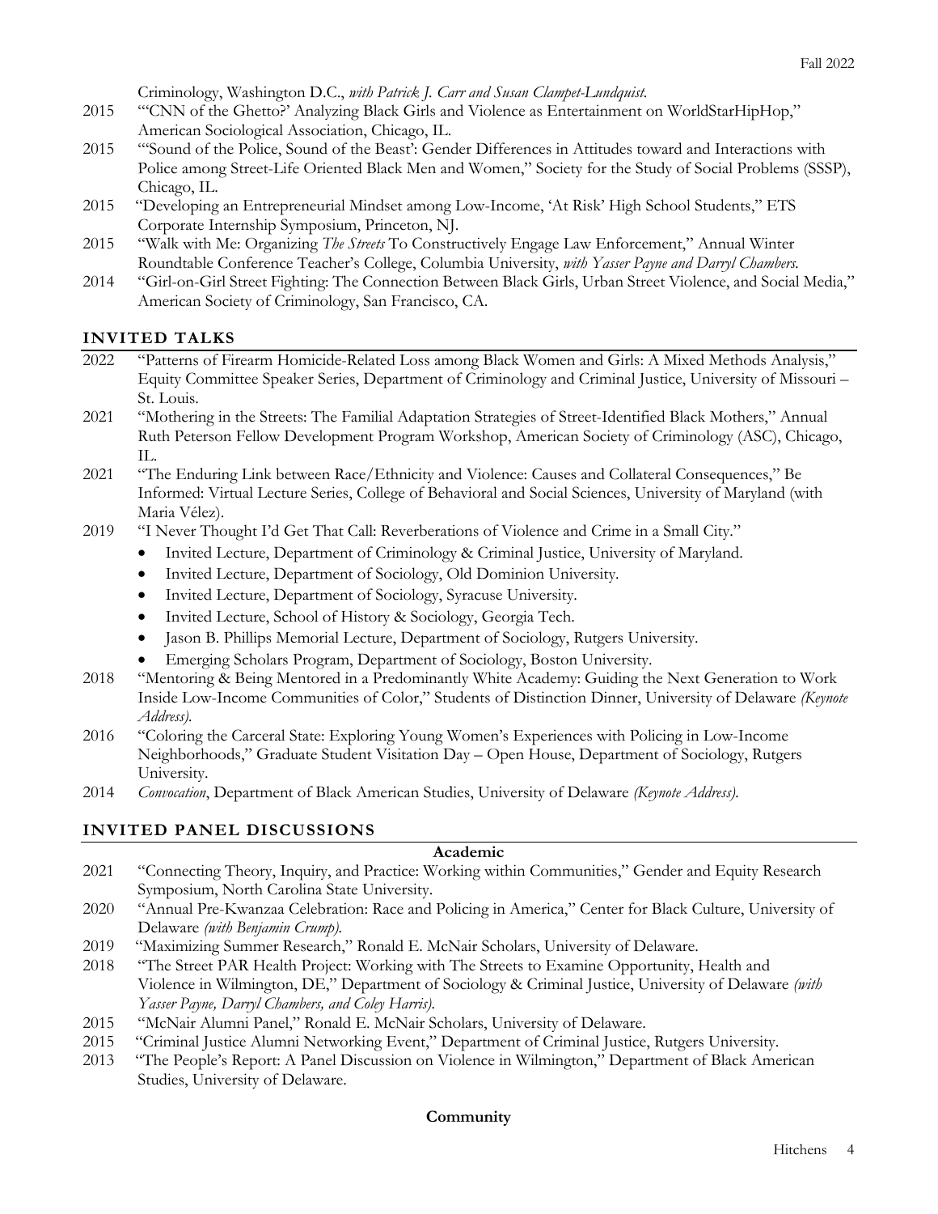Criminology, Washington D.C., *with Patrick J. Carr and Susan Clampet-Lundquist.*

2015 "'CNN of the Ghetto?' Analyzing Black Girls and Violence as Entertainment on WorldStarHipHop," American Sociological Association, Chicago, IL.

2015 "'Sound of the Police, Sound of the Beast': Gender Differences in Attitudes toward and Interactions with Police among Street-Life Oriented Black Men and Women," Society for the Study of Social Problems (SSSP), Chicago, IL.

2015 "Developing an Entrepreneurial Mindset among Low-Income, 'At Risk' High School Students," ETS Corporate Internship Symposium, Princeton, NJ.

2015 "Walk with Me: Organizing *The Streets* To Constructively Engage Law Enforcement," Annual Winter Roundtable Conference Teacher's College, Columbia University, *with Yasser Payne and Darryl Chambers.*

2014 "Girl-on-Girl Street Fighting: The Connection Between Black Girls, Urban Street Violence, and Social Media," American Society of Criminology, San Francisco, CA.

## INVITED TALKS

2022 "Patterns of Firearm Homicide-Related Loss among Black Women and Girls: A Mixed Methods Analysis," Equity Committee Speaker Series, Department of Criminology and Criminal Justice, University of Missouri – St. Louis.

2021 "Mothering in the Streets: The Familial Adaptation Strategies of Street-Identified Black Mothers," Annual Ruth Peterson Fellow Development Program Workshop, American Society of Criminology (ASC), Chicago, IL.

2021 "The Enduring Link between Race/Ethnicity and Violence: Causes and Collateral Consequences," Be Informed: Virtual Lecture Series, College of Behavioral and Social Sciences, University of Maryland (with Maria Vélez).

2019 "I Never Thought I'd Get That Call: Reverberations of Violence and Crime in a Small City."

- Invited Lecture, Department of Criminology & Criminal Justice, University of Maryland.
- Invited Lecture, Department of Sociology, Old Dominion University.
- Invited Lecture, Department of Sociology, Syracuse University.
- Invited Lecture, School of History & Sociology, Georgia Tech.
- Jason B. Phillips Memorial Lecture, Department of Sociology, Rutgers University.
- Emerging Scholars Program, Department of Sociology, Boston University.

2018 "Mentoring & Being Mentored in a Predominantly White Academy: Guiding the Next Generation to Work Inside Low-Income Communities of Color," Students of Distinction Dinner, University of Delaware *(Keynote Address).*

2016 "Coloring the Carceral State: Exploring Young Women's Experiences with Policing in Low-Income Neighborhoods," Graduate Student Visitation Day – Open House, Department of Sociology, Rutgers University.

2014 *Convocation*, Department of Black American Studies, University of Delaware *(Keynote Address).*

## INVITED PANEL DISCUSSIONS

**Academic**

2021 "Connecting Theory, Inquiry, and Practice: Working within Communities," Gender and Equity Research Symposium, North Carolina State University.

2020 "Annual Pre-Kwanzaa Celebration: Race and Policing in America," Center for Black Culture, University of Delaware *(with Benjamin Crump).*

2019 "Maximizing Summer Research," Ronald E. McNair Scholars, University of Delaware.

2018 "The Street PAR Health Project: Working with The Streets to Examine Opportunity, Health and Violence in Wilmington, DE," Department of Sociology & Criminal Justice, University of Delaware *(with Yasser Payne, Darryl Chambers, and Coley Harris).*

2015 "McNair Alumni Panel," Ronald E. McNair Scholars, University of Delaware.

2015 "Criminal Justice Alumni Networking Event," Department of Criminal Justice, Rutgers University.

2013 "The People's Report: A Panel Discussion on Violence in Wilmington," Department of Black American Studies, University of Delaware.

**Community**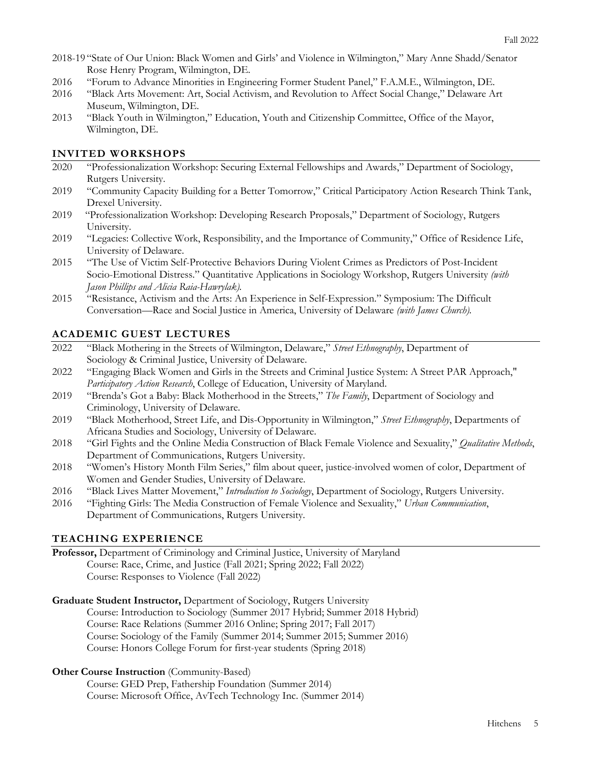2018-19 "State of Our Union: Black Women and Girls' and Violence in Wilmington," Mary Anne Shadd/Senator Rose Henry Program, Wilmington, DE.

2016 "Forum to Advance Minorities in Engineering Former Student Panel," F.A.M.E., Wilmington, DE.

2016 "Black Arts Movement: Art, Social Activism, and Revolution to Affect Social Change," Delaware Art Museum, Wilmington, DE.

2013 "Black Youth in Wilmington," Education, Youth and Citizenship Committee, Office of the Mayor, Wilmington, DE.

## INVITED WORKSHOPS

2020 "Professionalization Workshop: Securing External Fellowships and Awards," Department of Sociology, Rutgers University.

2019 "Community Capacity Building for a Better Tomorrow," Critical Participatory Action Research Think Tank, Drexel University.

2019 "Professionalization Workshop: Developing Research Proposals," Department of Sociology, Rutgers University.

2019 "Legacies: Collective Work, Responsibility, and the Importance of Community," Office of Residence Life, University of Delaware.

2015 "The Use of Victim Self-Protective Behaviors During Violent Crimes as Predictors of Post-Incident Socio-Emotional Distress." Quantitative Applications in Sociology Workshop, Rutgers University *(with Jason Phillips and Alicia Raia-Hawrylak).*

2015 "Resistance, Activism and the Arts: An Experience in Self-Expression." Symposium: The Difficult Conversation—Race and Social Justice in America, University of Delaware *(with James Church).*

## ACADEMIC GUEST LECTURES

2022 "Black Mothering in the Streets of Wilmington, Delaware," *Street Ethnography*, Department of Sociology & Criminal Justice, University of Delaware.

2022 "Engaging Black Women and Girls in the Streets and Criminal Justice System: A Street PAR Approach," *Participatory Action Research*, College of Education, University of Maryland.

2019 "Brenda's Got a Baby: Black Motherhood in the Streets," *The Family*, Department of Sociology and Criminology, University of Delaware.

2019 "Black Motherhood, Street Life, and Dis-Opportunity in Wilmington," *Street Ethnography*, Departments of Africana Studies and Sociology, University of Delaware.

2018 "Girl Fights and the Online Media Construction of Black Female Violence and Sexuality," *Qualitative Methods*, Department of Communications, Rutgers University.

2018 "Women's History Month Film Series," film about queer, justice-involved women of color, Department of Women and Gender Studies, University of Delaware.

2016 "Black Lives Matter Movement," *Introduction to Sociology*, Department of Sociology, Rutgers University.

2016 "Fighting Girls: The Media Construction of Female Violence and Sexuality," *Urban Communication*, Department of Communications, Rutgers University.

## TEACHING EXPERIENCE

**Professor,** Department of Criminology and Criminal Justice, University of Maryland
- Course: Race, Crime, and Justice (Fall 2021; Spring 2022; Fall 2022)
- Course: Responses to Violence (Fall 2022)

**Graduate Student Instructor,** Department of Sociology, Rutgers University
- Course: Introduction to Sociology (Summer 2017 Hybrid; Summer 2018 Hybrid)
- Course: Race Relations (Summer 2016 Online; Spring 2017; Fall 2017)
- Course: Sociology of the Family (Summer 2014; Summer 2015; Summer 2016)
- Course: Honors College Forum for first-year students (Spring 2018)

**Other Course Instruction** (Community-Based)
- Course: GED Prep, Fathership Foundation (Summer 2014)
- Course: Microsoft Office, AvTech Technology Inc. (Summer 2014)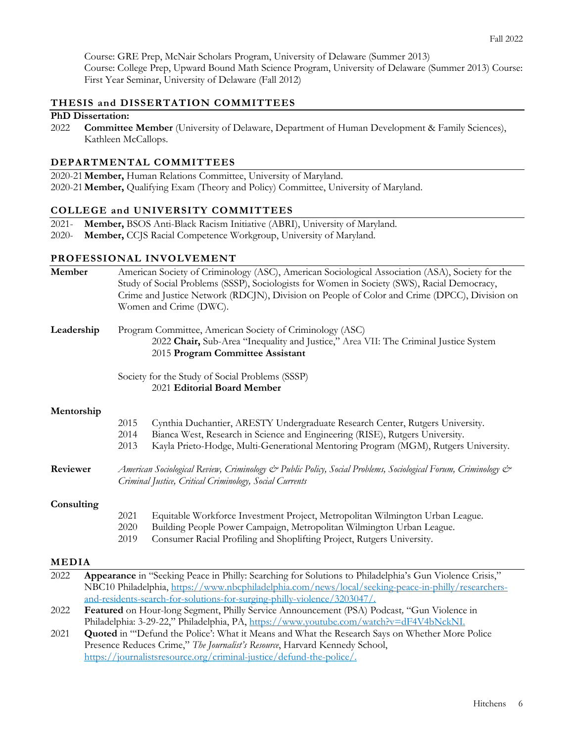Course: GRE Prep, McNair Scholars Program, University of Delaware (Summer 2013)
Course: College Prep, Upward Bound Math Science Program, University of Delaware (Summer 2013) Course: First Year Seminar, University of Delaware (Fall 2012)

## THESIS and DISSERTATION COMMITTEES

**PhD Dissertation:**

2022 **Committee Member** (University of Delaware, Department of Human Development & Family Sciences), Kathleen McCallops.

## DEPARTMENTAL COMMITTEES

2020-21 **Member,** Human Relations Committee, University of Maryland.
2020-21 **Member,** Qualifying Exam (Theory and Policy) Committee, University of Maryland.

## COLLEGE and UNIVERSITY COMMITTEES

2021- **Member,** BSOS Anti-Black Racism Initiative (ABRI), University of Maryland.
2020- **Member,** CCJS Racial Competence Workgroup, University of Maryland.

## PROFESSIONAL INVOLVEMENT

**Member** American Society of Criminology (ASC), American Sociological Association (ASA), Society for the Study of Social Problems (SSSP), Sociologists for Women in Society (SWS), Racial Democracy, Crime and Justice Network (RDCJN), Division on People of Color and Crime (DPCC), Division on Women and Crime (DWC).

**Leadership** Program Committee, American Society of Criminology (ASC)
2022 **Chair,** Sub-Area "Inequality and Justice," Area VII: The Criminal Justice System
2015 **Program Committee Assistant**

Society for the Study of Social Problems (SSSP)
2021 **Editorial Board Member**

**Mentorship**

2015 Cynthia Duchantier, ARESTY Undergraduate Research Center, Rutgers University.
2014 Bianca West, Research in Science and Engineering (RISE), Rutgers University.
2013 Kayla Prieto-Hodge, Multi-Generational Mentoring Program (MGM), Rutgers University.

**Reviewer** *American Sociological Review, Criminology & Public Policy, Social Problems, Sociological Forum, Criminology & Criminal Justice, Critical Criminology, Social Currents*

**Consulting**

2021 Equitable Workforce Investment Project, Metropolitan Wilmington Urban League.
2020 Building People Power Campaign, Metropolitan Wilmington Urban League.
2019 Consumer Racial Profiling and Shoplifting Project, Rutgers University.

## MEDIA

2022 **Appearance** in "Seeking Peace in Philly: Searching for Solutions to Philadelphia's Gun Violence Crisis," NBC10 Philadelphia, https://www.nbcphiladelphia.com/news/local/seeking-peace-in-philly/researchers-and-residents-search-for-solutions-for-surging-philly-violence/3203047/.

2022 **Featured** on Hour-long Segment, Philly Service Announcement (PSA) Podcast, "Gun Violence in Philadelphia: 3-29-22," Philadelphia, PA, https://www.youtube.com/watch?v=dF4V4bNckNI.

2021 **Quoted** in "'Defund the Police': What it Means and What the Research Says on Whether More Police Presence Reduces Crime," *The Journalist's Resource*, Harvard Kennedy School, https://journalistsresource.org/criminal-justice/defund-the-police/.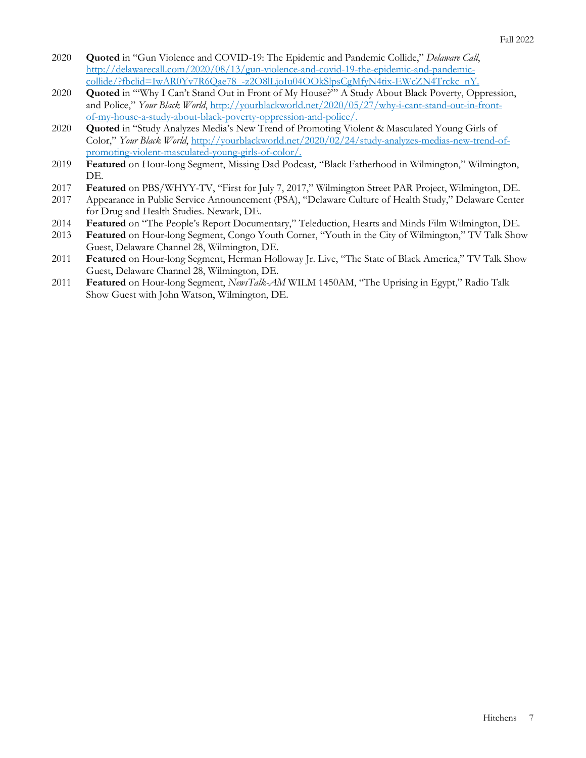2020 **Quoted** in "Gun Violence and COVID-19: The Epidemic and Pandemic Collide," *Delaware Call*, http://delawarecall.com/2020/08/13/gun-violence-and-covid-19-the-epidemic-and-pandemic-collide/?fbclid=IwAR0Yv7R6Qae78_-z2O8lLjoIu04OOkSlpsCgMfyN4tix-EWcZN4Trckc_nY.

2020 **Quoted** in "'Why I Can't Stand Out in Front of My House?'" A Study About Black Poverty, Oppression, and Police," *Your Black World*, http://yourblackworld.net/2020/05/27/why-i-cant-stand-out-in-front-of-my-house-a-study-about-black-poverty-oppression-and-police/.

2020 **Quoted** in "Study Analyzes Media's New Trend of Promoting Violent & Masculated Young Girls of Color," *Your Black World*, http://yourblackworld.net/2020/02/24/study-analyzes-medias-new-trend-of-promoting-violent-masculated-young-girls-of-color/.

2019 **Featured** on Hour-long Segment, Missing Dad Podcast, "Black Fatherhood in Wilmington," Wilmington, DE.

2017 **Featured** on PBS/WHYY-TV, "First for July 7, 2017," Wilmington Street PAR Project, Wilmington, DE.

2017 Appearance in Public Service Announcement (PSA), "Delaware Culture of Health Study," Delaware Center for Drug and Health Studies. Newark, DE.

2014 **Featured** on "The People's Report Documentary," Teleduction, Hearts and Minds Film Wilmington, DE.

2013 **Featured** on Hour-long Segment, Congo Youth Corner, "Youth in the City of Wilmington," TV Talk Show Guest, Delaware Channel 28, Wilmington, DE.

2011 **Featured** on Hour-long Segment, Herman Holloway Jr. Live, "The State of Black America," TV Talk Show Guest, Delaware Channel 28, Wilmington, DE.

2011 **Featured** on Hour-long Segment, *NewsTalk-AM* WILM 1450AM, "The Uprising in Egypt," Radio Talk Show Guest with John Watson, Wilmington, DE.